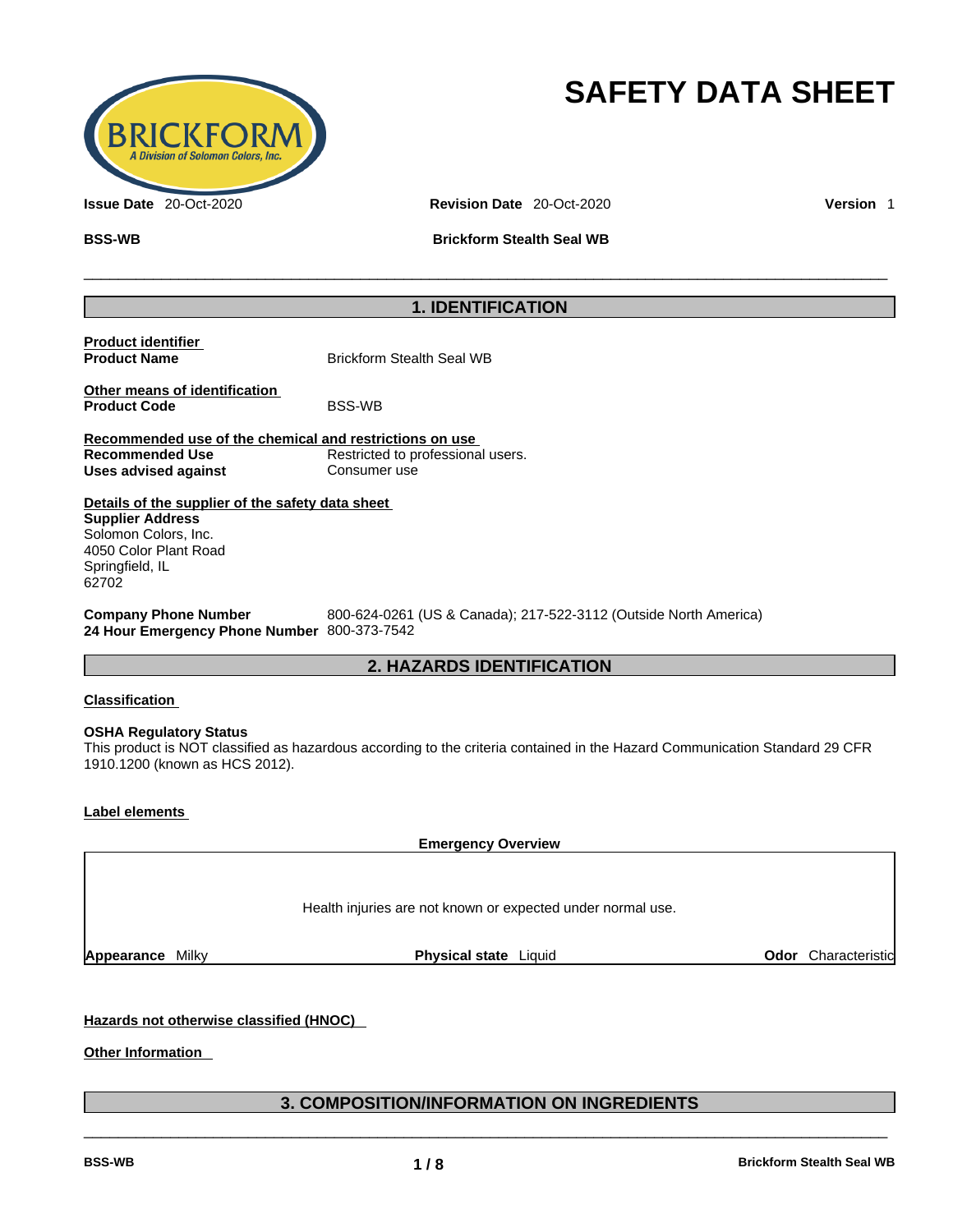# SAFETY DATA SHEET

**Issue Date** 20-Oct-2020 **Revision Date** 20-Oct-2020 **Version** 1

**BSS-WB** **Brickform Stealth Seal WB**

## 1. IDENTIFICATION

**Product identifier**
**Product Name** Brickform Stealth Seal WB

**Other means of identification**
**Product Code** BSS-WB

**Recommended use of the chemical and restrictions on use**
**Recommended Use** Restricted to professional users.
**Uses advised against** Consumer use

**Details of the supplier of the safety data sheet**
**Supplier Address**
Solomon Colors, Inc.
4050 Color Plant Road
Springfield, IL
62702

**Company Phone Number** 800-624-0261 (US & Canada); 217-522-3112 (Outside North America)
**24 Hour Emergency Phone Number** 800-373-7542

## 2. HAZARDS IDENTIFICATION

**Classification**

**OSHA Regulatory Status**
This product is NOT classified as hazardous according to the criteria contained in the Hazard Communication Standard 29 CFR 1910.1200 (known as HCS 2012).

**Label elements**

**Emergency Overview**

Health injuries are not known or expected under normal use.

**Appearance** Milky **Physical state** Liquid **Odor** Characteristic

**Hazards not otherwise classified (HNOC)**

**Other Information**

## 3. COMPOSITION/INFORMATION ON INGREDIENTS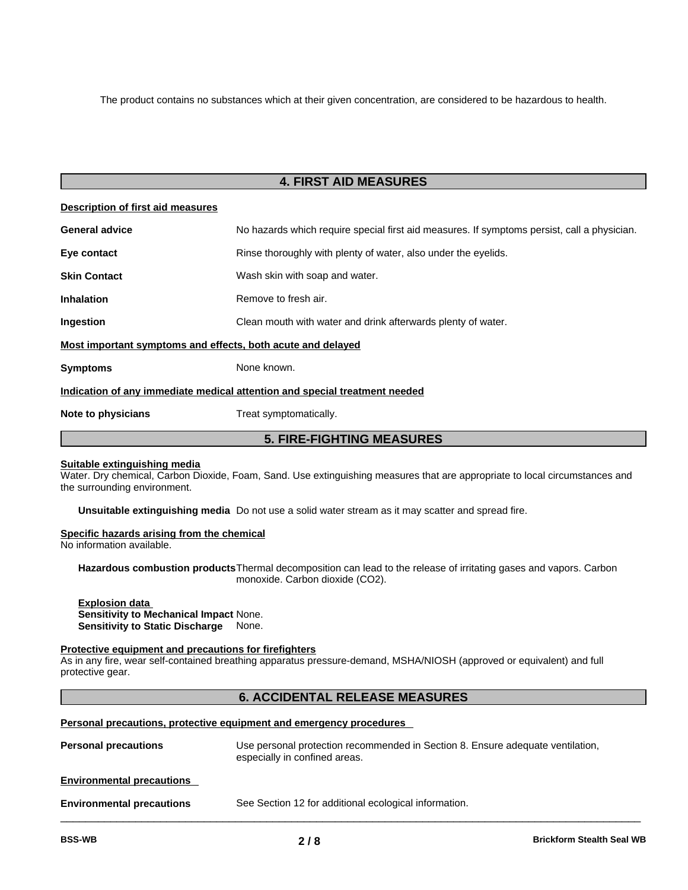The product contains no substances which at their given concentration, are considered to be hazardous to health.

## 4. FIRST AID MEASURES

**Description of first aid measures**

**General advice** No hazards which require special first aid measures. If symptoms persist, call a physician.

**Eye contact** Rinse thoroughly with plenty of water, also under the eyelids.

**Skin Contact** Wash skin with soap and water.

**Inhalation** Remove to fresh air.

**Ingestion** Clean mouth with water and drink afterwards plenty of water.

**Most important symptoms and effects, both acute and delayed**

**Symptoms** None known.

**Indication of any immediate medical attention and special treatment needed**

**Note to physicians** Treat symptomatically.

## 5. FIRE-FIGHTING MEASURES

**Suitable extinguishing media**

Water. Dry chemical, Carbon Dioxide, Foam, Sand. Use extinguishing measures that are appropriate to local circumstances and the surrounding environment.

**Unsuitable extinguishing media** Do not use a solid water stream as it may scatter and spread fire.

**Specific hazards arising from the chemical**

No information available.

**Hazardous combustion products** Thermal decomposition can lead to the release of irritating gases and vapors. Carbon monoxide. Carbon dioxide ($CO_2$).

**Explosion data**

**Sensitivity to Mechanical Impact** None.
**Sensitivity to Static Discharge** None.

**Protective equipment and precautions for firefighters**

As in any fire, wear self-contained breathing apparatus pressure-demand, MSHA/NIOSH (approved or equivalent) and full protective gear.

## 6. ACCIDENTAL RELEASE MEASURES

**Personal precautions, protective equipment and emergency procedures**

**Personal precautions** Use personal protection recommended in Section 8. Ensure adequate ventilation, especially in confined areas.

**Environmental precautions**

**Environmental precautions** See Section 12 for additional ecological information.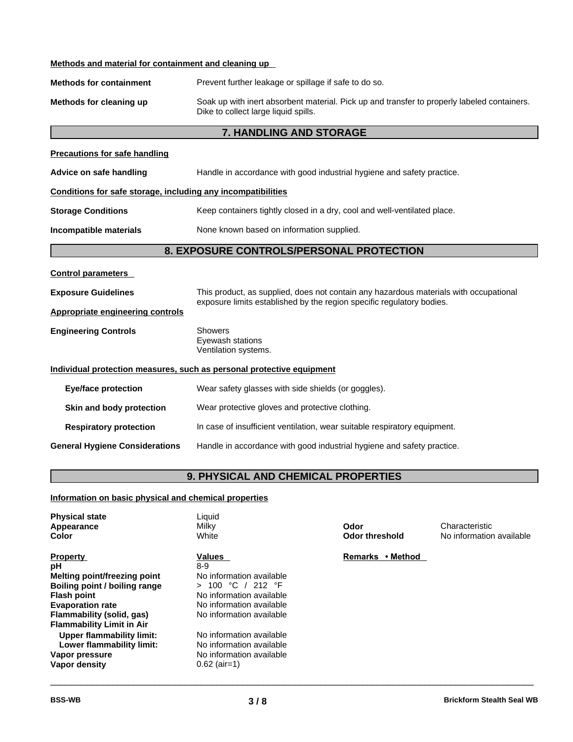**Methods and material for containment and cleaning up**

**Methods for containment** Prevent further leakage or spillage if safe to do so.

**Methods for cleaning up** Soak up with inert absorbent material. Pick up and transfer to properly labeled containers. Dike to collect large liquid spills.

## 7. HANDLING AND STORAGE

**Precautions for safe handling**

**Advice on safe handling** Handle in accordance with good industrial hygiene and safety practice.

**Conditions for safe storage, including any incompatibilities**

**Storage Conditions** Keep containers tightly closed in a dry, cool and well-ventilated place.

**Incompatible materials** None known based on information supplied.

## 8. EXPOSURE CONTROLS/PERSONAL PROTECTION

**Control parameters**

**Exposure Guidelines** This product, as supplied, does not contain any hazardous materials with occupational exposure limits established by the region specific regulatory bodies.

**Appropriate engineering controls**

**Engineering Controls** Showers
Eyewash stations
Ventilation systems.

**Individual protection measures, such as personal protective equipment**

**Eye/face protection** Wear safety glasses with side shields (or goggles).

**Skin and body protection** Wear protective gloves and protective clothing.

**Respiratory protection** In case of insufficient ventilation, wear suitable respiratory equipment.

**General Hygiene Considerations** Handle in accordance with good industrial hygiene and safety practice.

## 9. PHYSICAL AND CHEMICAL PROPERTIES

**Information on basic physical and chemical properties**

| | | | |
|---|---|---|---|
| **Physical state** | Liquid | | |
| **Appearance** | Milky | **Odor** | Characteristic |
| **Color** | White | **Odor threshold** | No information available |

| **Property** | **Values** | **Remarks • Method** |
|---|---|---|
| **pH** | 8-9 | |
| **Melting point/freezing point** | No information available | |
| **Boiling point / boiling range** | > 100 °C / 212 °F | |
| **Flash point** | No information available | |
| **Evaporation rate** | No information available | |
| **Flammability (solid, gas)** | No information available | |
| **Flammability Limit in Air** | | |
| **Upper flammability limit:** | No information available | |
| **Lower flammability limit:** | No information available | |
| **Vapor pressure** | No information available | |
| **Vapor density** | 0.62 (air=1) | |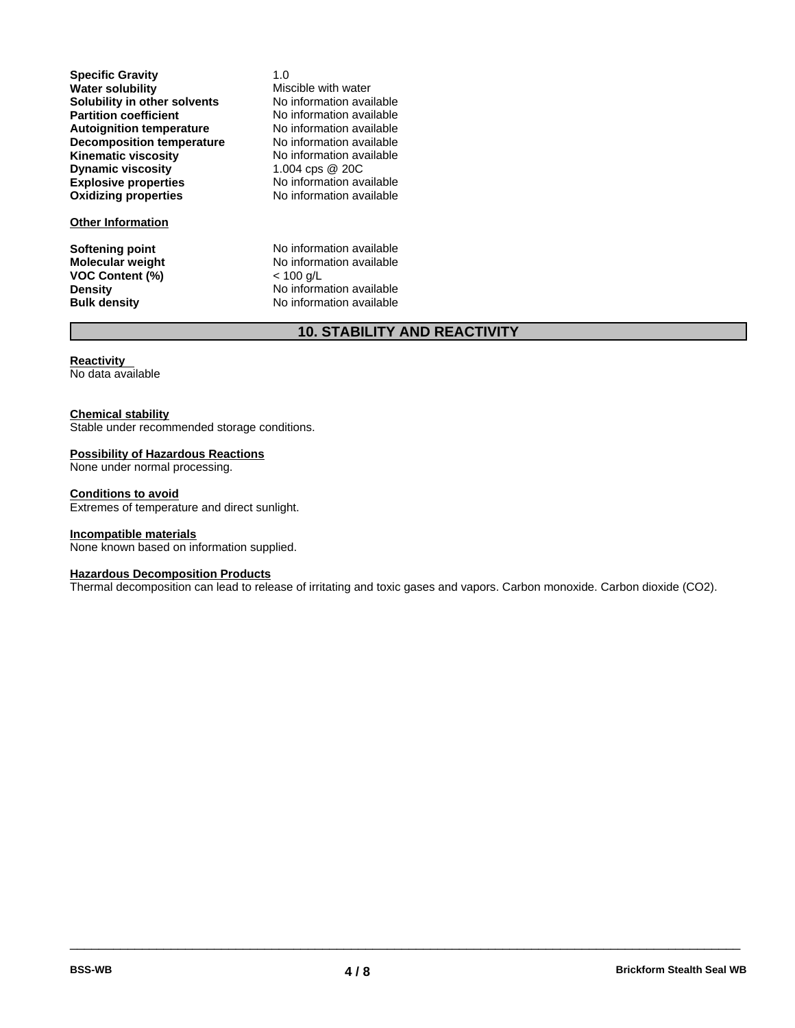| | |
|---|---|
| **Specific Gravity** | 1.0 |
| **Water solubility** | Miscible with water |
| **Solubility in other solvents** | No information available |
| **Partition coefficient** | No information available |
| **Autoignition temperature** | No information available |
| **Decomposition temperature** | No information available |
| **Kinematic viscosity** | No information available |
| **Dynamic viscosity** | 1.004 cps @ 20C |
| **Explosive properties** | No information available |
| **Oxidizing properties** | No information available |

**Other Information**

| | |
|---|---|
| **Softening point** | No information available |
| **Molecular weight** | No information available |
| **VOC Content (%)** | < 100 g/L |
| **Density** | No information available |
| **Bulk density** | No information available |

## 10. STABILITY AND REACTIVITY

**Reactivity**
No data available

**Chemical stability**
Stable under recommended storage conditions.

**Possibility of Hazardous Reactions**
None under normal processing.

**Conditions to avoid**
Extremes of temperature and direct sunlight.

**Incompatible materials**
None known based on information supplied.

**Hazardous Decomposition Products**
Thermal decomposition can lead to release of irritating and toxic gases and vapors. Carbon monoxide. Carbon dioxide ($CO_2$).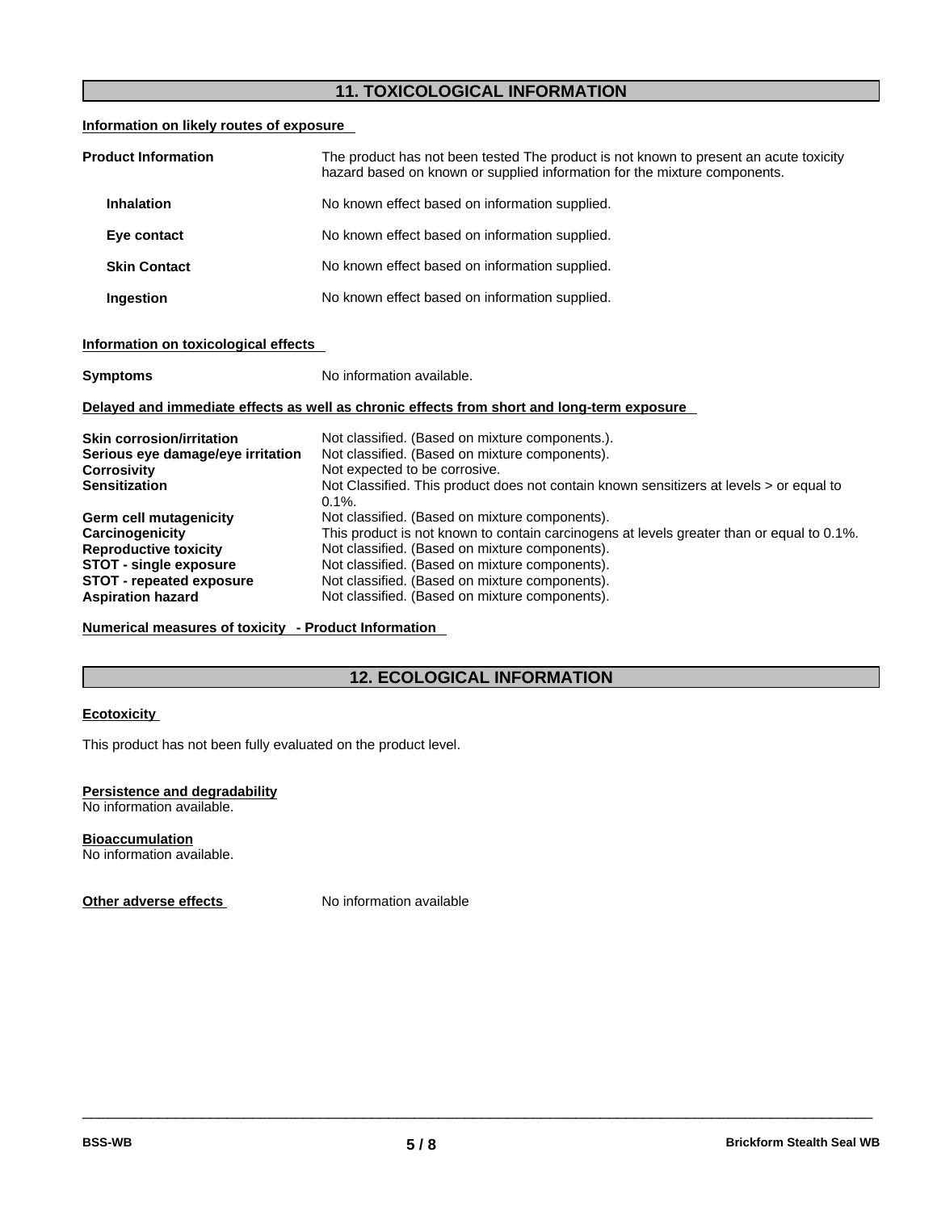## 11. TOXICOLOGICAL INFORMATION

**Information on likely routes of exposure**

| | |
|---|---|
| **Product Information** | The product has not been tested The product is not known to present an acute toxicity hazard based on known or supplied information for the mixture components. |
| **Inhalation** | No known effect based on information supplied. |
| **Eye contact** | No known effect based on information supplied. |
| **Skin Contact** | No known effect based on information supplied. |
| **Ingestion** | No known effect based on information supplied. |

**Information on toxicological effects**

| | |
|---|---|
| **Symptoms** | No information available. |

**Delayed and immediate effects as well as chronic effects from short and long-term exposure**

| | |
|---|---|
| **Skin corrosion/irritation** | Not classified. (Based on mixture components.). |
| **Serious eye damage/eye irritation** | Not classified. (Based on mixture components). |
| **Corrosivity** | Not expected to be corrosive. |
| **Sensitization** | Not Classified. This product does not contain known sensitizers at levels > or equal to 0.1%. |
| **Germ cell mutagenicity** | Not classified. (Based on mixture components). |
| **Carcinogenicity** | This product is not known to contain carcinogens at levels greater than or equal to 0.1%. |
| **Reproductive toxicity** | Not classified. (Based on mixture components). |
| **STOT - single exposure** | Not classified. (Based on mixture components). |
| **STOT - repeated exposure** | Not classified. (Based on mixture components). |
| **Aspiration hazard** | Not classified. (Based on mixture components). |

**Numerical measures of toxicity - Product Information**

## 12. ECOLOGICAL INFORMATION

**Ecotoxicity**

This product has not been fully evaluated on the product level.

**Persistence and degradability**
No information available.

**Bioaccumulation**
No information available.

**Other adverse effects** No information available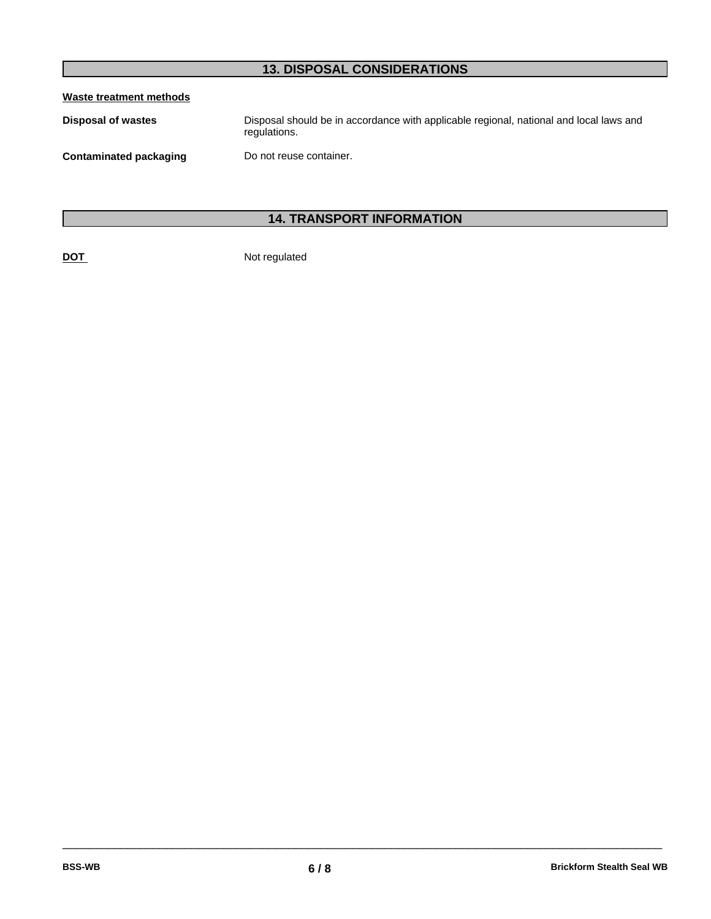## 13. DISPOSAL CONSIDERATIONS

**Waste treatment methods**

**Disposal of wastes** Disposal should be in accordance with applicable regional, national and local laws and regulations.

**Contaminated packaging** Do not reuse container.

## 14. TRANSPORT INFORMATION

**DOT** Not regulated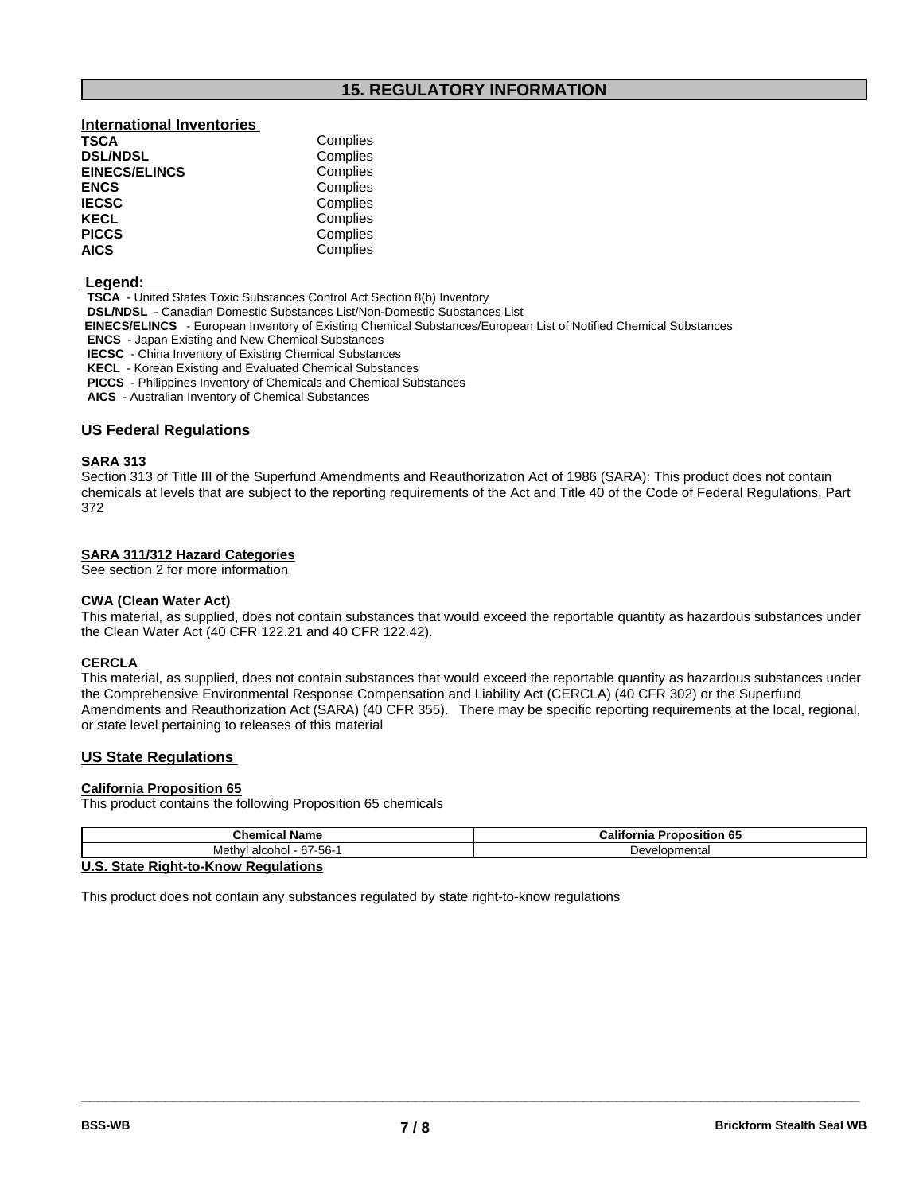## 15. REGULATORY INFORMATION

### International Inventories

| | |
|---|---|
| **TSCA** | Complies |
| **DSL/NDSL** | Complies |
| **EINECS/ELINCS** | Complies |
| **ENCS** | Complies |
| **IECSC** | Complies |
| **KECL** | Complies |
| **PICCS** | Complies |
| **AICS** | Complies |

**Legend:**

**TSCA** - United States Toxic Substances Control Act Section 8(b) Inventory
**DSL/NDSL** - Canadian Domestic Substances List/Non-Domestic Substances List
**EINECS/ELINCS** - European Inventory of Existing Chemical Substances/European List of Notified Chemical Substances
**ENCS** - Japan Existing and New Chemical Substances
**IECSC** - China Inventory of Existing Chemical Substances
**KECL** - Korean Existing and Evaluated Chemical Substances
**PICCS** - Philippines Inventory of Chemicals and Chemical Substances
**AICS** - Australian Inventory of Chemical Substances

### US Federal Regulations

**SARA 313**

Section 313 of Title III of the Superfund Amendments and Reauthorization Act of 1986 (SARA): This product does not contain chemicals at levels that are subject to the reporting requirements of the Act and Title 40 of the Code of Federal Regulations, Part 372

**SARA 311/312 Hazard Categories**

See section 2 for more information

**CWA (Clean Water Act)**

This material, as supplied, does not contain substances that would exceed the reportable quantity as hazardous substances under the Clean Water Act (40 CFR 122.21 and 40 CFR 122.42).

**CERCLA**

This material, as supplied, does not contain substances that would exceed the reportable quantity as hazardous substances under the Comprehensive Environmental Response Compensation and Liability Act (CERCLA) (40 CFR 302) or the Superfund Amendments and Reauthorization Act (SARA) (40 CFR 355). There may be specific reporting requirements at the local, regional, or state level pertaining to releases of this material

### US State Regulations

**California Proposition 65**

This product contains the following Proposition 65 chemicals

| Chemical Name | California Proposition 65 |
|---|---|
| Methyl alcohol - 67-56-1 | Developmental |

**U.S. State Right-to-Know Regulations**

This product does not contain any substances regulated by state right-to-know regulations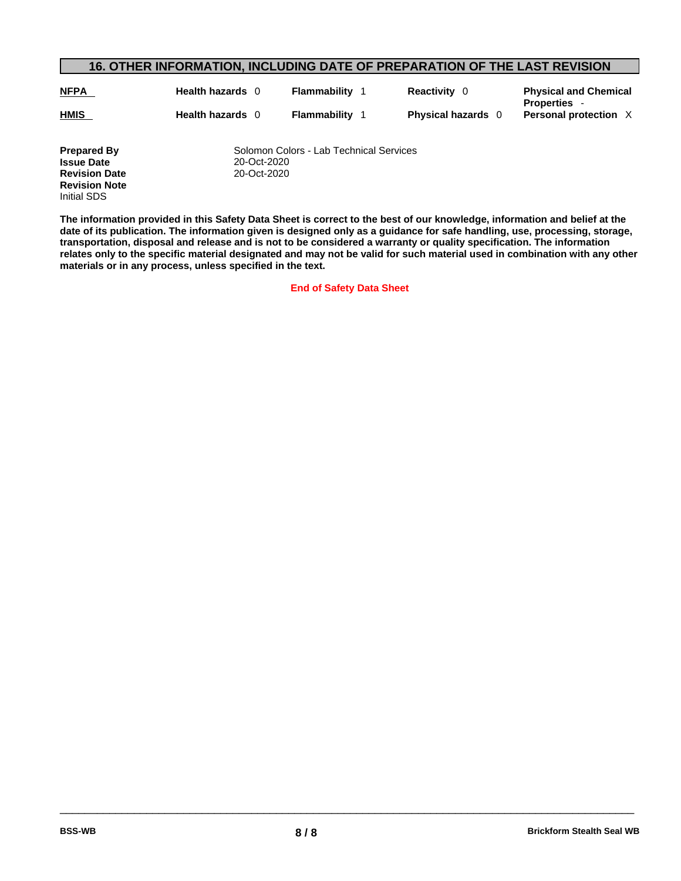## 16. OTHER INFORMATION, INCLUDING DATE OF PREPARATION OF THE LAST REVISION

| | | | | |
|---|---|---|---|---|
| **NFPA** | **Health hazards** 0 | **Flammability** 1 | **Reactivity** 0 | **Physical and Chemical Properties** - |
| **HMIS** | **Health hazards** 0 | **Flammability** 1 | **Physical hazards** 0 | **Personal protection** X |

**Prepared By** Solomon Colors - Lab Technical Services
**Issue Date** 20-Oct-2020
**Revision Date** 20-Oct-2020
**Revision Note**
Initial SDS

**The information provided in this Safety Data Sheet is correct to the best of our knowledge, information and belief at the date of its publication. The information given is designed only as a guidance for safe handling, use, processing, storage, transportation, disposal and release and is not to be considered a warranty or quality specification. The information relates only to the specific material designated and may not be valid for such material used in combination with any other materials or in any process, unless specified in the text.**

**End of Safety Data Sheet**